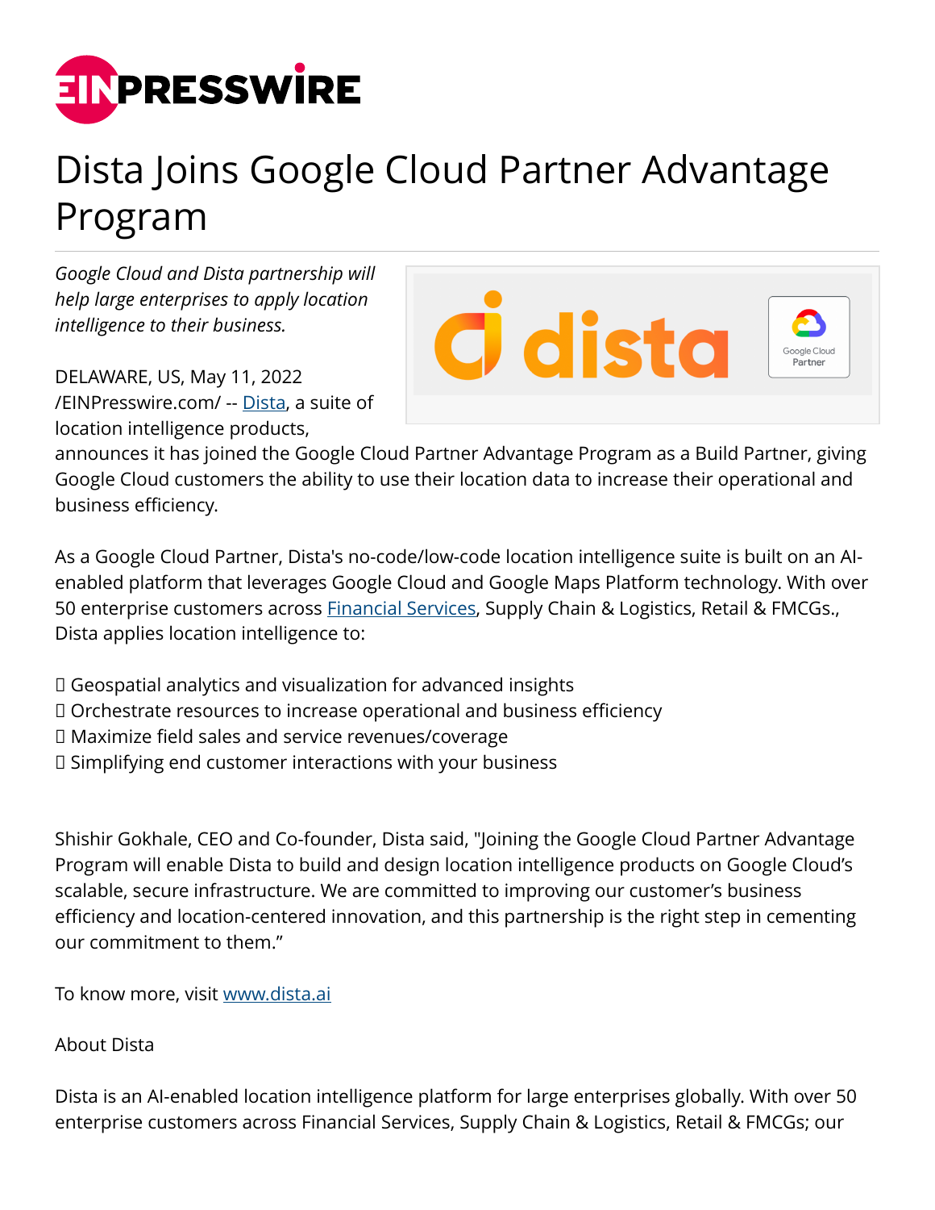# Dista Joins Google Cloud Partner Advantage Program

*Google Cloud and Dista partnership will help large enterprises to apply location intelligence to their business.*

DELAWARE, US, May 11, 2022 /EINPresswire.com/ -- [Dista](), a suite of location intelligence products, announces it has joined the Google Cloud Partner Advantage Program as a Build Partner, giving Google Cloud customers the ability to use their location data to increase their operational and business efficiency.

As a Google Cloud Partner, Dista's no-code/low-code location intelligence suite is built on an AI-enabled platform that leverages Google Cloud and Google Maps Platform technology. With over 50 enterprise customers across [Financial Services](), Supply Chain & Logistics, Retail & FMCGs., Dista applies location intelligence to:

- Geospatial analytics and visualization for advanced insights
- Orchestrate resources to increase operational and business efficiency
- Maximize field sales and service revenues/coverage
- Simplifying end customer interactions with your business

Shishir Gokhale, CEO and Co-founder, Dista said, "Joining the Google Cloud Partner Advantage Program will enable Dista to build and design location intelligence products on Google Cloud's scalable, secure infrastructure. We are committed to improving our customer's business efficiency and location-centered innovation, and this partnership is the right step in cementing our commitment to them."

To know more, visit [www.dista.ai]()

About Dista

Dista is an AI-enabled location intelligence platform for large enterprises globally. With over 50 enterprise customers across Financial Services, Supply Chain & Logistics, Retail & FMCGs; our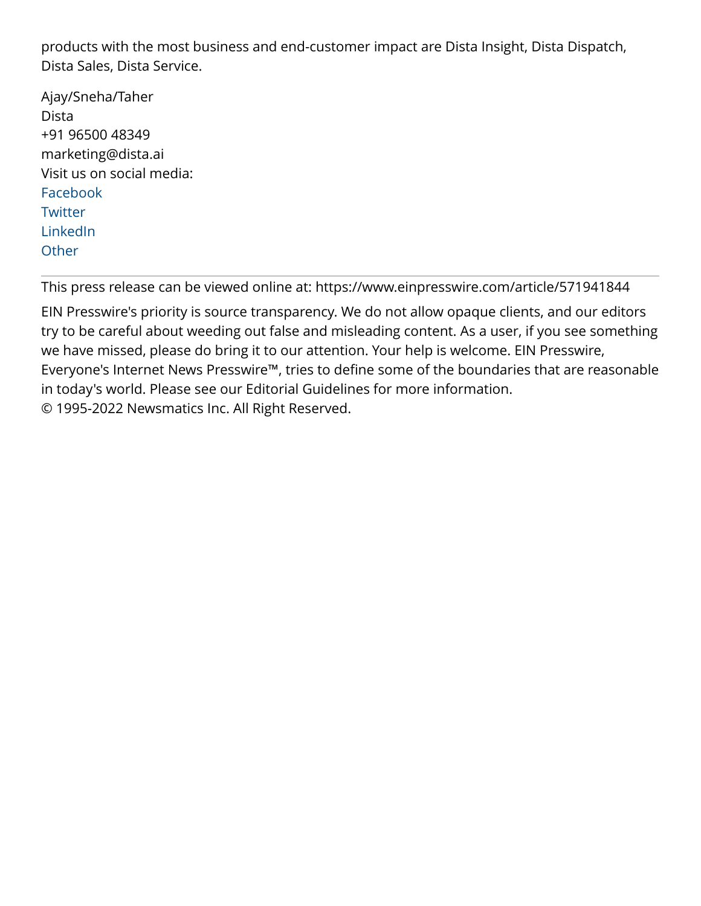products with the most business and end-customer impact are Dista Insight, Dista Dispatch, Dista Sales, Dista Service.

Ajay/Sneha/Taher
Dista
+91 96500 48349
marketing@dista.ai
Visit us on social media:
Facebook
Twitter
LinkedIn
Other

---

This press release can be viewed online at: https://www.einpresswire.com/article/571941844

EIN Presswire's priority is source transparency. We do not allow opaque clients, and our editors try to be careful about weeding out false and misleading content. As a user, if you see something we have missed, please do bring it to our attention. Your help is welcome. EIN Presswire, Everyone's Internet News Presswire™, tries to define some of the boundaries that are reasonable in today's world. Please see our Editorial Guidelines for more information.
© 1995-2022 Newsmatics Inc. All Right Reserved.